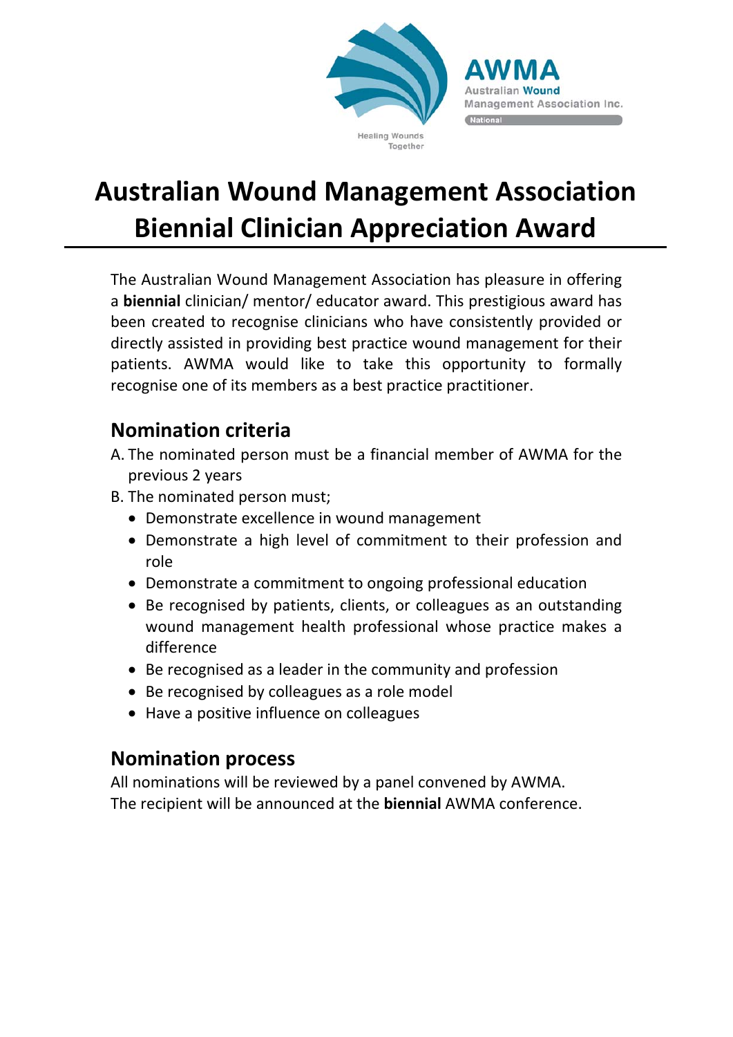# Australian Wound Management Association Biennial Clinician Appreciation Award

The Australian Wound Management Association has pleasure in offering a **biennial** clinician/ mentor/ educator award. This prestigious award has been created to recognise clinicians who have consistently provided or directly assisted in providing best practice wound management for their patients. AWMA would like to take this opportunity to formally recognise one of its members as a best practice practitioner.

## Nomination criteria

A. The nominated person must be a financial member of AWMA for the previous 2 years

B. The nominated person must;

- Demonstrate excellence in wound management
- Demonstrate a high level of commitment to their profession and role
- Demonstrate a commitment to ongoing professional education
- Be recognised by patients, clients, or colleagues as an outstanding wound management health professional whose practice makes a difference
- Be recognised as a leader in the community and profession
- Be recognised by colleagues as a role model
- Have a positive influence on colleagues

## Nomination process

All nominations will be reviewed by a panel convened by AWMA.
The recipient will be announced at the **biennial** AWMA conference.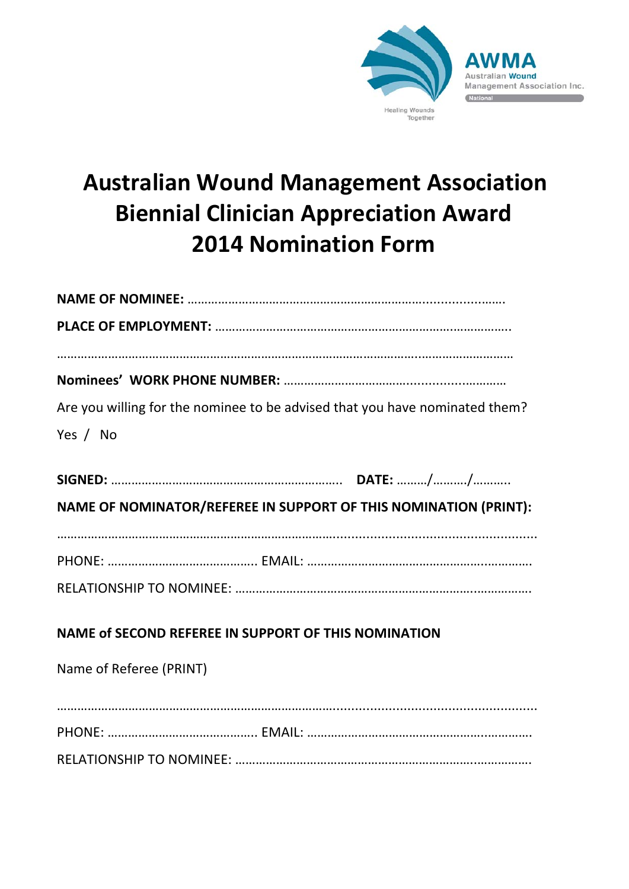AWMA
Australian Wound Management Association Inc.
National

Healing Wounds Together

# Australian Wound Management Association Biennial Clinician Appreciation Award 2014 Nomination Form

**NAME OF NOMINEE:** …………………………………………………………………………………….

**PLACE OF EMPLOYMENT:** ……………………………………………………………………………..

…………………………………………………………………………………………………………………………

**Nominees' WORK PHONE NUMBER:** ……………………………………………………………

Are you willing for the nominee to be advised that you have nominated them?

Yes / No

**SIGNED:** ………………………………………………………….. **DATE:** ………/………./………..

**NAME OF NOMINATOR/REFEREE IN SUPPORT OF THIS NOMINATION (PRINT):**

…………………………………………………………………………………………………………………………

PHONE: …………………………………….. EMAIL: ……………………………………………………….

RELATIONSHIP TO NOMINEE: ……………………………………………………………………………….

**NAME of SECOND REFEREE IN SUPPORT OF THIS NOMINATION**

Name of Referee (PRINT)

…………………………………………………………………………………………………………………………

PHONE: …………………………………….. EMAIL: ……………………………………………………….

RELATIONSHIP TO NOMINEE: ……………………………………………………………………………….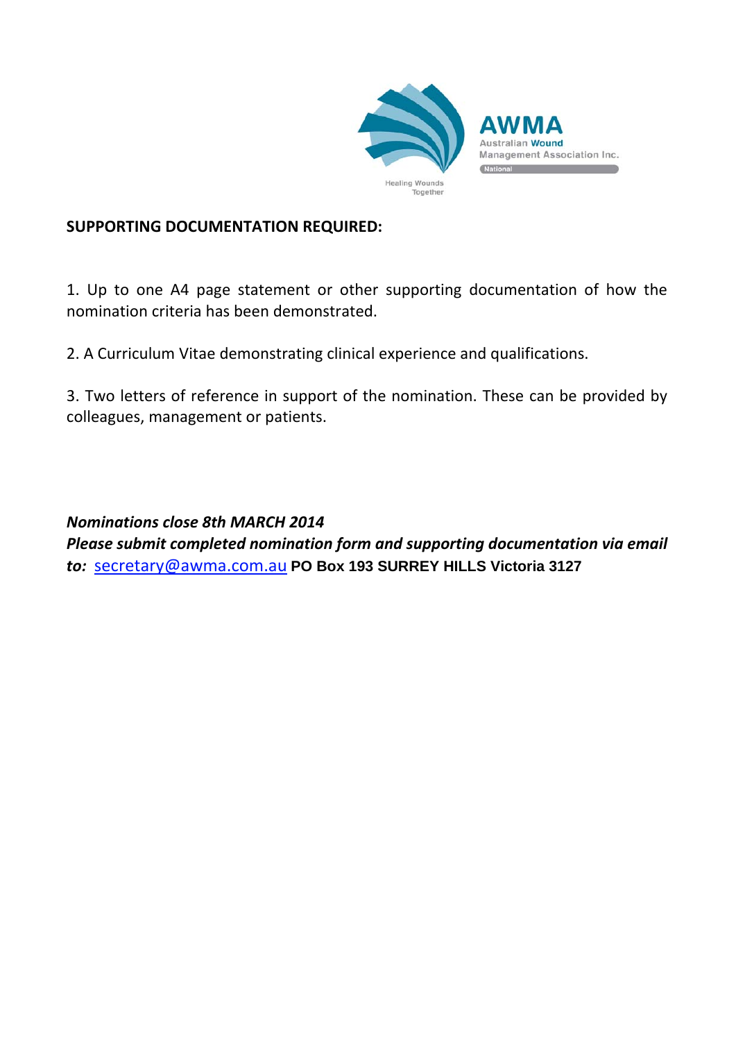AWMA
Australian Wound Management Association Inc.
National

Healing Wounds Together

**SUPPORTING DOCUMENTATION REQUIRED:**

1. Up to one A4 page statement or other supporting documentation of how the nomination criteria has been demonstrated.

2. A Curriculum Vitae demonstrating clinical experience and qualifications.

3. Two letters of reference in support of the nomination. These can be provided by colleagues, management or patients.

***Nominations close 8th MARCH 2014***
***Please submit completed nomination form and supporting documentation via email to:*** secretary@awma.com.au **PO Box 193 SURREY HILLS Victoria 3127**